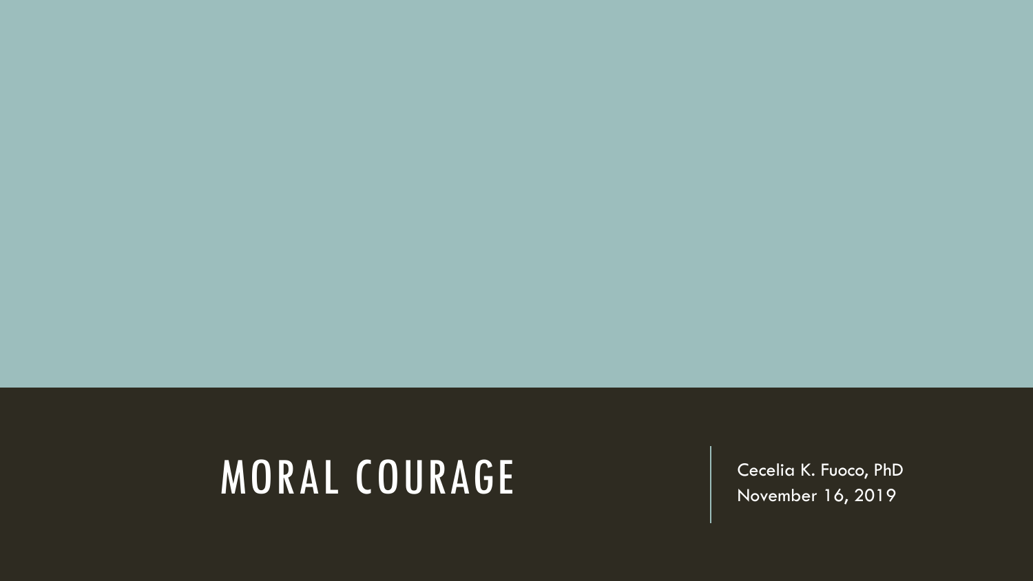# MORAL COURAGE

Cecelia K. Fuoco, PhD
November 16, 2019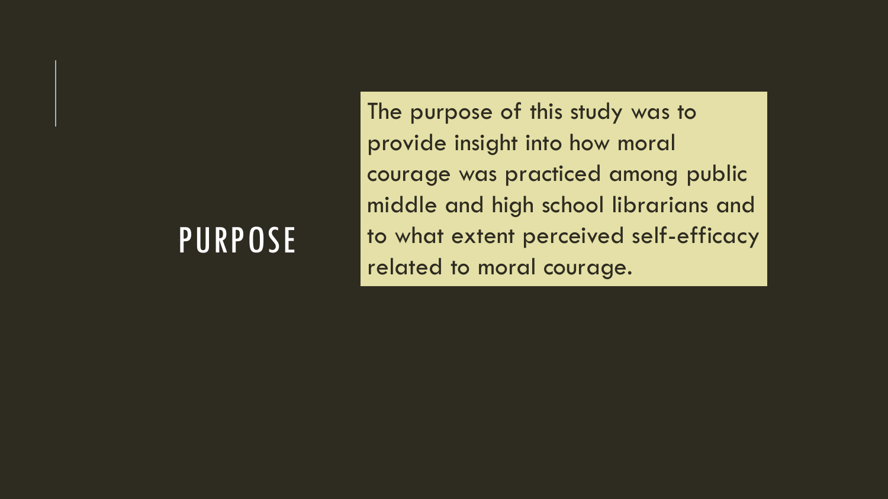# PURPOSE

The purpose of this study was to provide insight into how moral courage was practiced among public middle and high school librarians and to what extent perceived self-efficacy related to moral courage.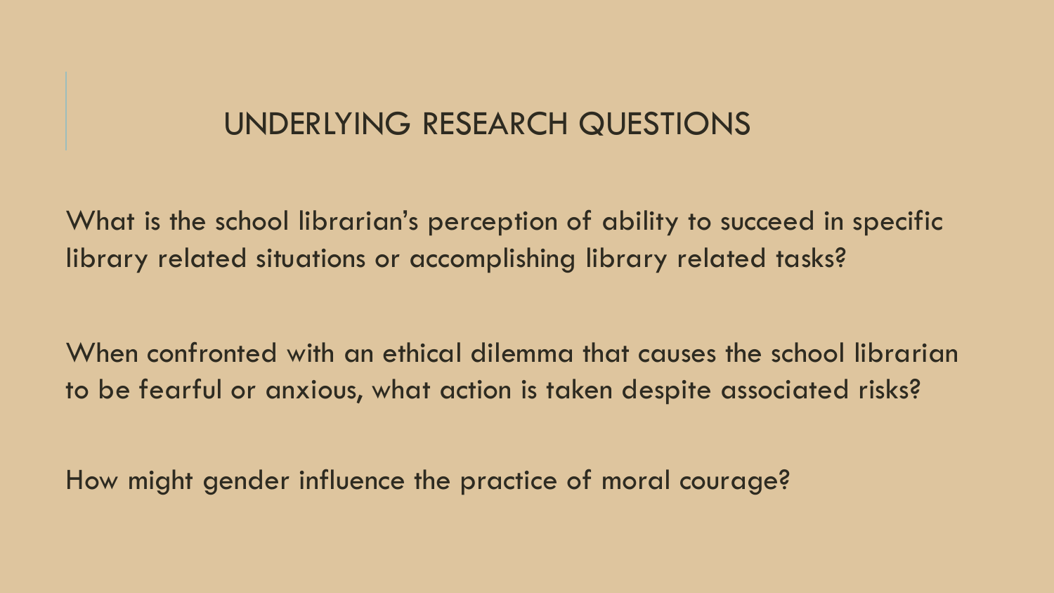# UNDERLYING RESEARCH QUESTIONS

What is the school librarian's perception of ability to succeed in specific library related situations or accomplishing library related tasks?

When confronted with an ethical dilemma that causes the school librarian to be fearful or anxious, what action is taken despite associated risks?

How might gender influence the practice of moral courage?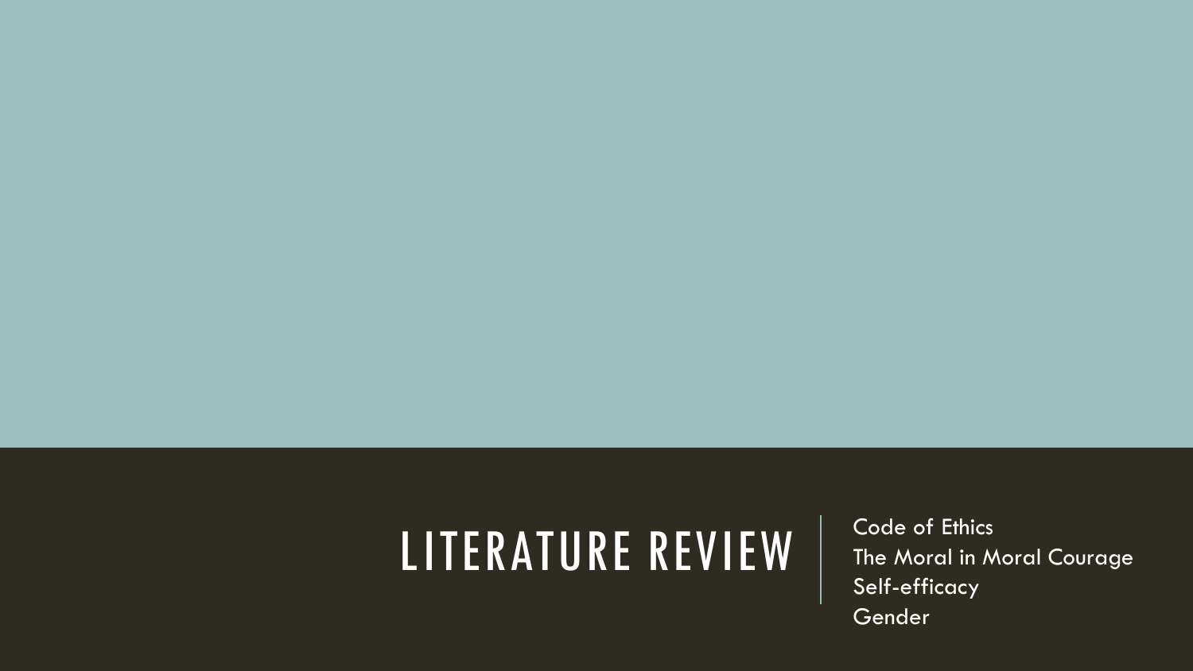# LITERATURE REVIEW

- Code of Ethics
- The Moral in Moral Courage
- Self-efficacy
- Gender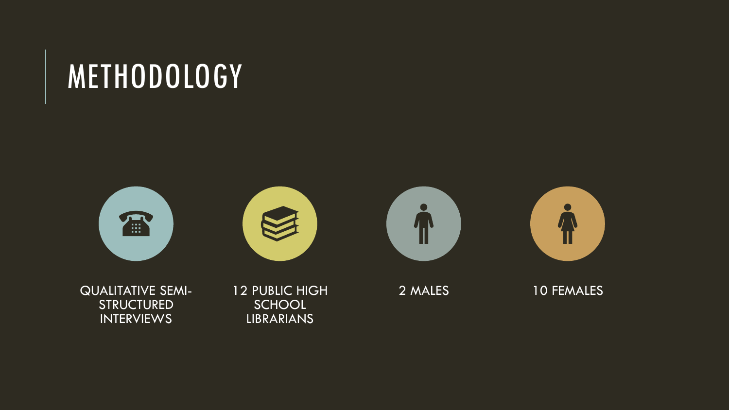# METHODOLOGY

- QUALITATIVE SEMI-STRUCTURED INTERVIEWS
- 12 PUBLIC HIGH SCHOOL LIBRARIANS
- 2 MALES
- 10 FEMALES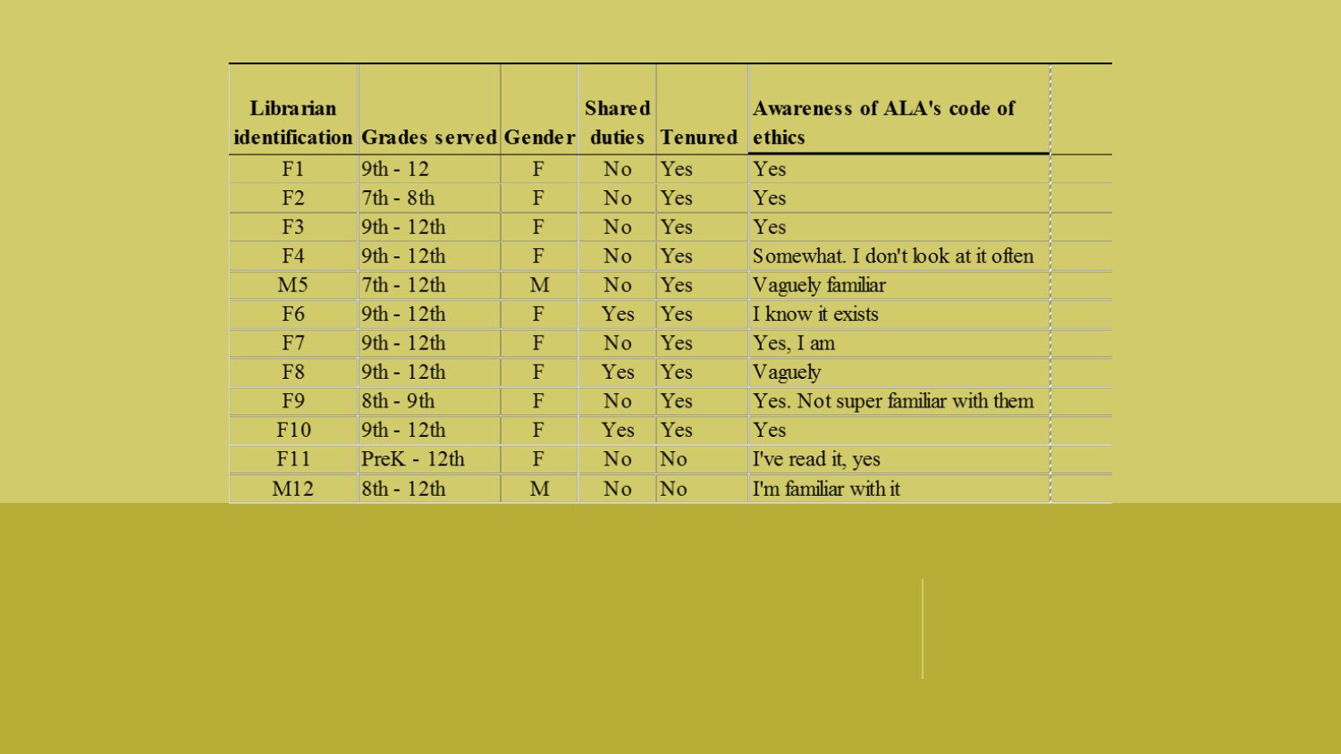| Librarian identification | Grades served | Gender | Shared duties | Tenured | Awareness of ALA's code of ethics |
|---|---|---|---|---|---|
| F1 | 9th - 12 | F | No | Yes | Yes |
| F2 | 7th - 8th | F | No | Yes | Yes |
| F3 | 9th - 12th | F | No | Yes | Yes |
| F4 | 9th - 12th | F | No | Yes | Somewhat. I don't look at it often |
| M5 | 7th - 12th | M | No | Yes | Vaguely familiar |
| F6 | 9th - 12th | F | Yes | Yes | I know it exists |
| F7 | 9th - 12th | F | No | Yes | Yes, I am |
| F8 | 9th - 12th | F | Yes | Yes | Vaguely |
| F9 | 8th - 9th | F | No | Yes | Yes. Not super familiar with them |
| F10 | 9th - 12th | F | Yes | Yes | Yes |
| F11 | PreK - 12th | F | No | No | I've read it, yes |
| M12 | 8th - 12th | M | No | No | I'm familiar with it |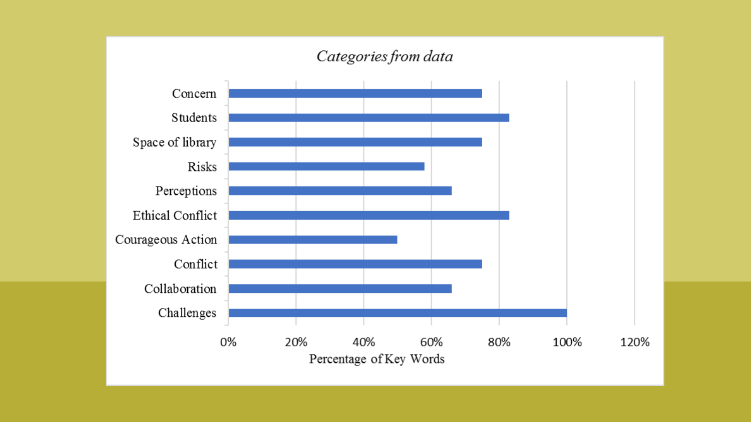*Categories from data*

| Category | Percentage of Key Words |
|---|---|
| Concern | 75% |
| Students | 83% |
| Space of library | 75% |
| Risks | 58% |
| Perceptions | 66% |
| Ethical Conflict | 83% |
| Courageous Action | 50% |
| Conflict | 75% |
| Collaboration | 66% |
| Challenges | 100% |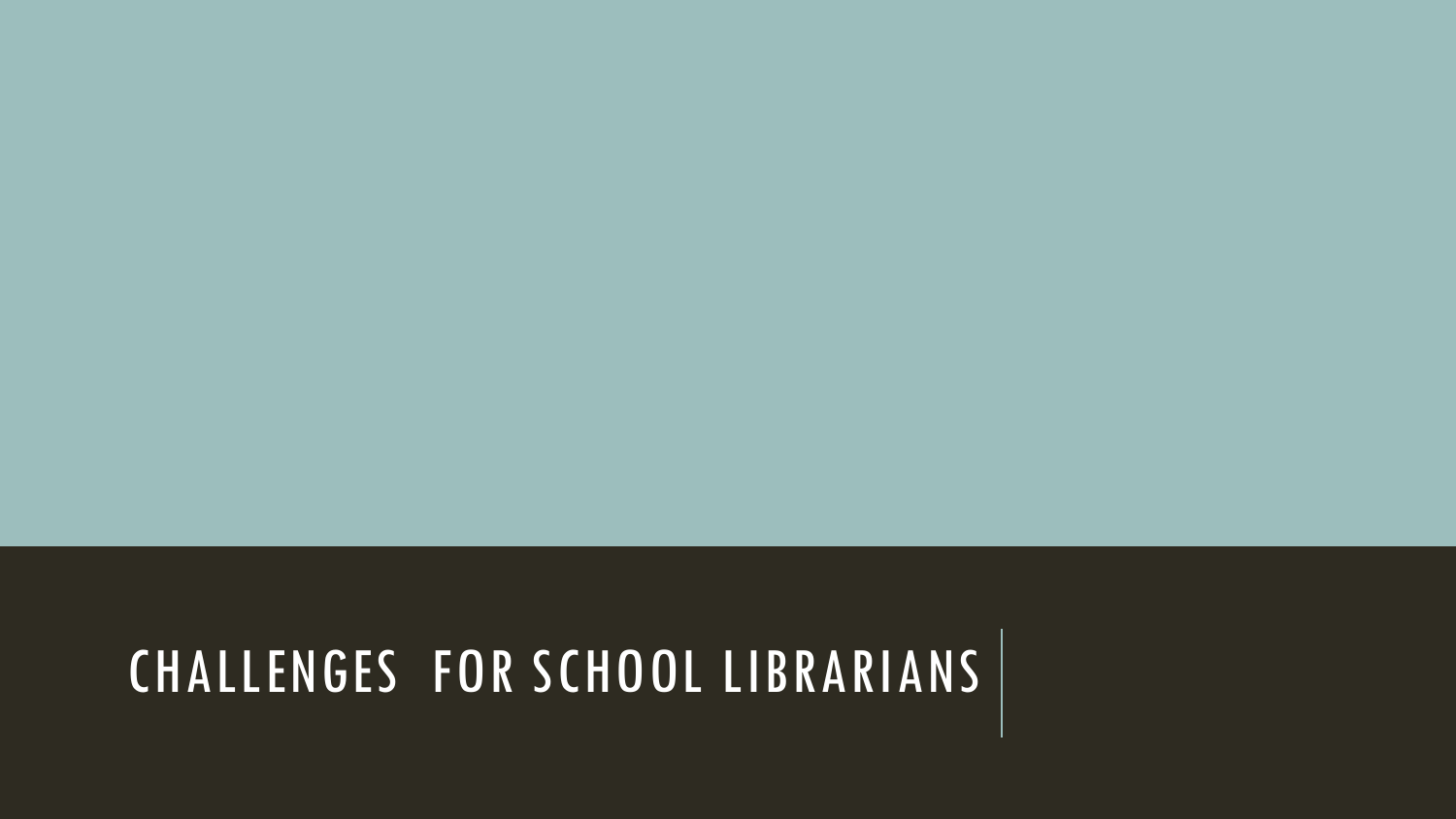# CHALLENGES FOR SCHOOL LIBRARIANS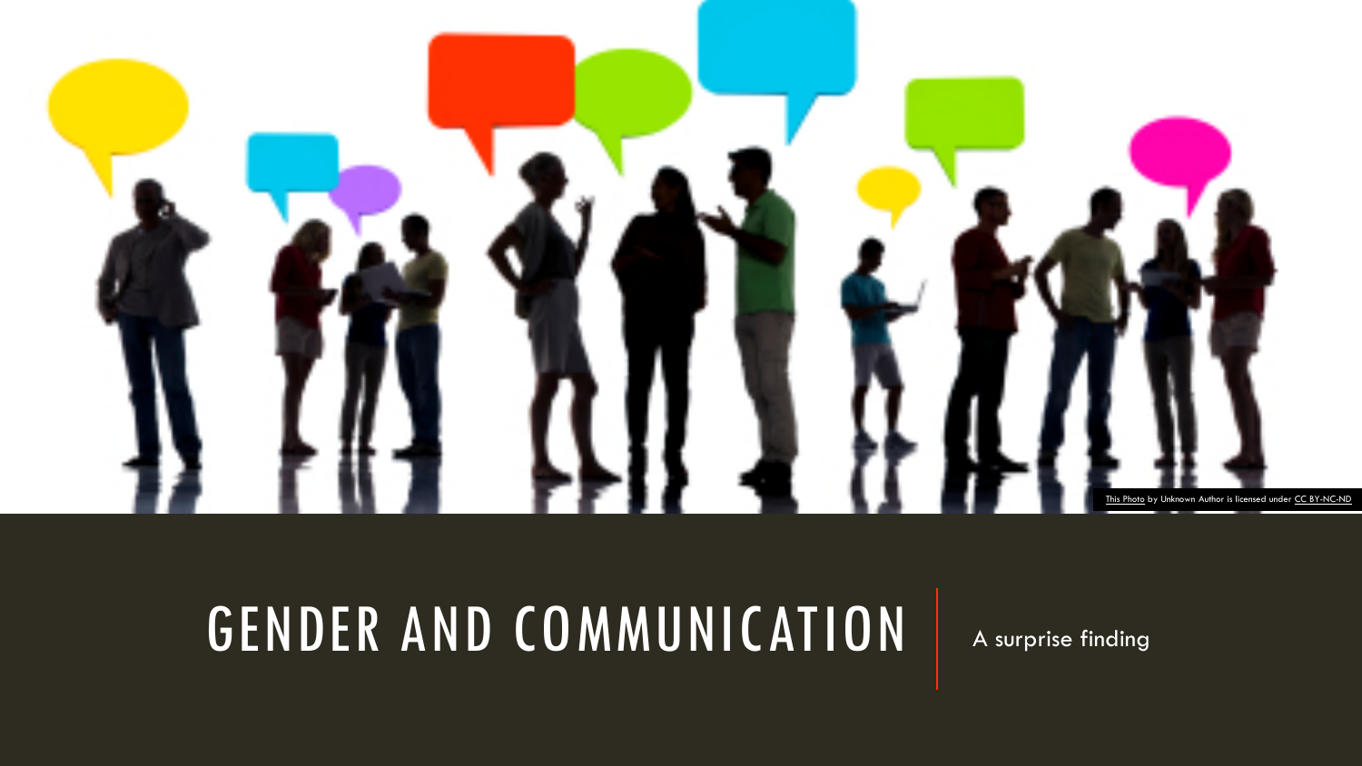# GENDER AND COMMUNICATION

A surprise finding

This Photo by Unknown Author is licensed under CC BY-NC-ND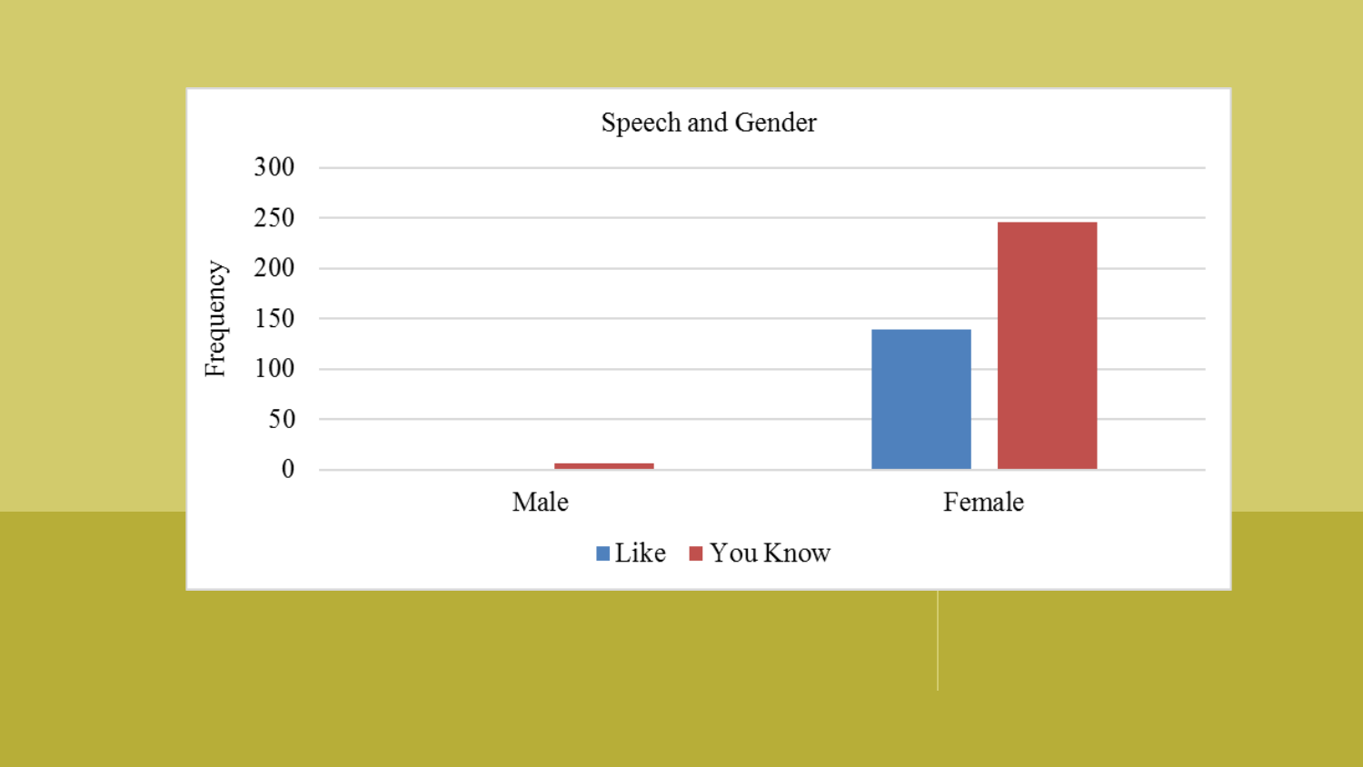Speech and Gender

| | Like | You Know |
|---|---|---|
| Male | 0 | 5 |
| Female | 138 | 245 |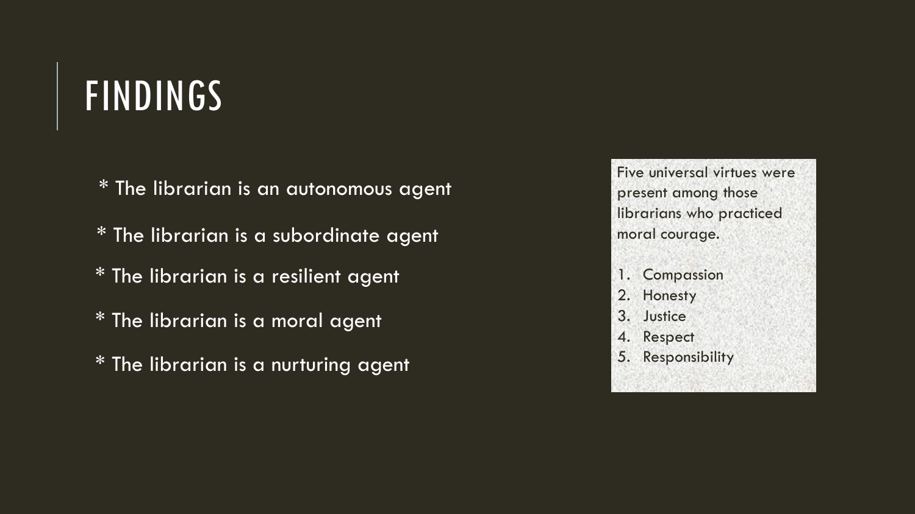# FINDINGS

* The librarian is an autonomous agent
* The librarian is a subordinate agent
* The librarian is a resilient agent
* The librarian is a moral agent
* The librarian is a nurturing agent

Five universal virtues were present among those librarians who practiced moral courage.

1. Compassion
2. Honesty
3. Justice
4. Respect
5. Responsibility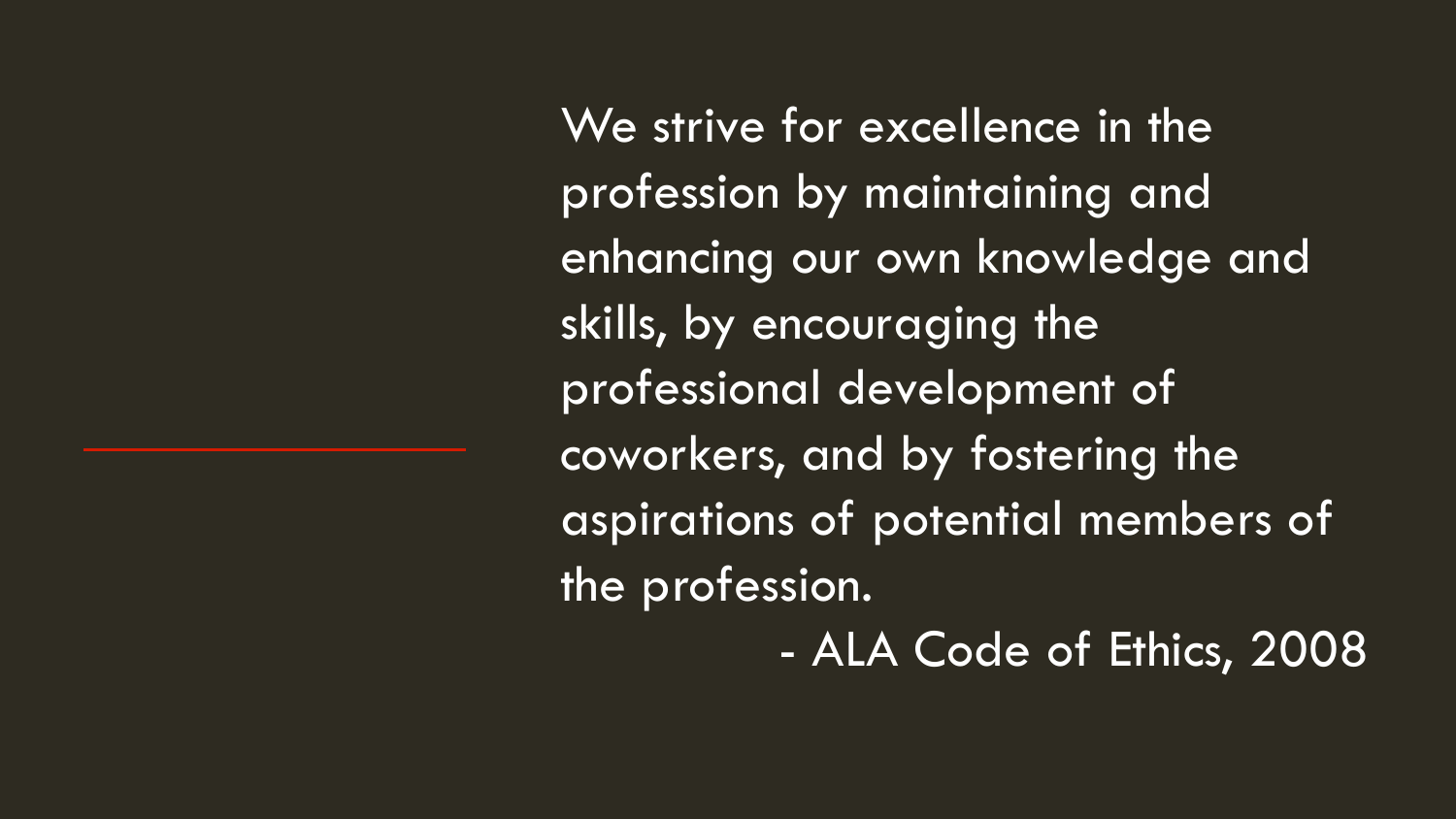We strive for excellence in the profession by maintaining and enhancing our own knowledge and skills, by encouraging the professional development of coworkers, and by fostering the aspirations of potential members of the profession.

- ALA Code of Ethics, 2008